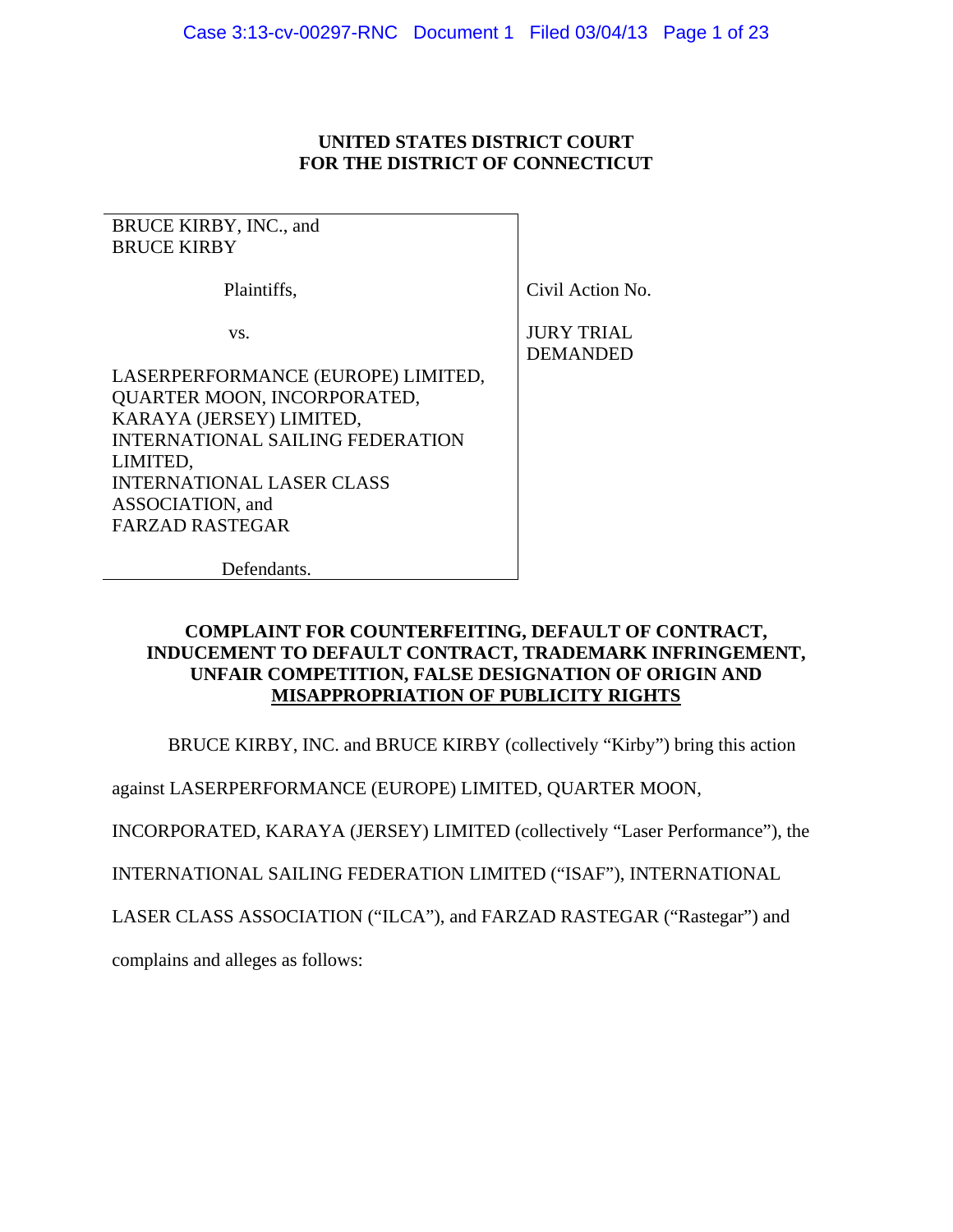**UNITED STATES DISTRICT COURT**
**FOR THE DISTRICT OF CONNECTICUT**

| | |
|---|---|
| BRUCE KIRBY, INC., and BRUCE KIRBY<br><br>Plaintiffs,<br><br>vs.<br><br>LASERPERFORMANCE (EUROPE) LIMITED, QUARTER MOON, INCORPORATED, KARAYA (JERSEY) LIMITED, INTERNATIONAL SAILING FEDERATION LIMITED, INTERNATIONAL LASER CLASS ASSOCIATION, and FARZAD RASTEGAR<br><br>Defendants. | Civil Action No.<br><br>JURY TRIAL DEMANDED |

**COMPLAINT FOR COUNTERFEITING, DEFAULT OF CONTRACT, INDUCEMENT TO DEFAULT CONTRACT, TRADEMARK INFRINGEMENT, UNFAIR COMPETITION, FALSE DESIGNATION OF ORIGIN AND MISAPPROPRIATION OF PUBLICITY RIGHTS**

BRUCE KIRBY, INC. and BRUCE KIRBY (collectively "Kirby") bring this action against LASERPERFORMANCE (EUROPE) LIMITED, QUARTER MOON, INCORPORATED, KARAYA (JERSEY) LIMITED (collectively "Laser Performance"), the INTERNATIONAL SAILING FEDERATION LIMITED ("ISAF"), INTERNATIONAL LASER CLASS ASSOCIATION ("ILCA"), and FARZAD RASTEGAR ("Rastegar") and complains and alleges as follows: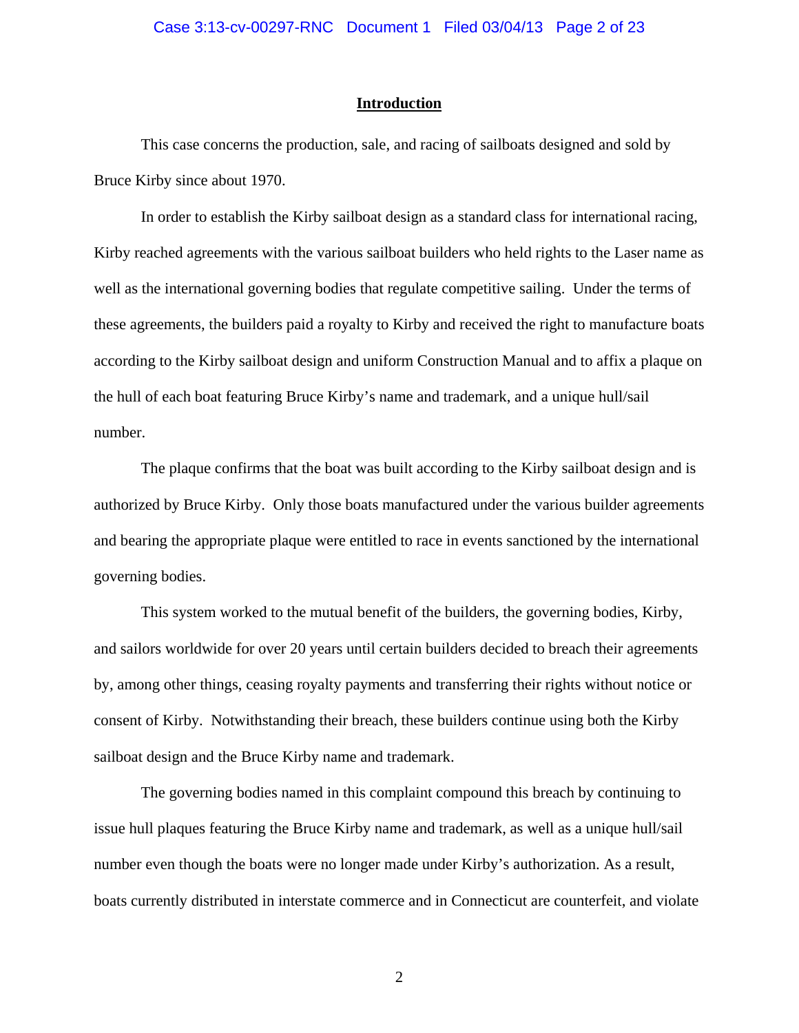## Introduction

This case concerns the production, sale, and racing of sailboats designed and sold by Bruce Kirby since about 1970.

In order to establish the Kirby sailboat design as a standard class for international racing, Kirby reached agreements with the various sailboat builders who held rights to the Laser name as well as the international governing bodies that regulate competitive sailing. Under the terms of these agreements, the builders paid a royalty to Kirby and received the right to manufacture boats according to the Kirby sailboat design and uniform Construction Manual and to affix a plaque on the hull of each boat featuring Bruce Kirby's name and trademark, and a unique hull/sail number.

The plaque confirms that the boat was built according to the Kirby sailboat design and is authorized by Bruce Kirby. Only those boats manufactured under the various builder agreements and bearing the appropriate plaque were entitled to race in events sanctioned by the international governing bodies.

This system worked to the mutual benefit of the builders, the governing bodies, Kirby, and sailors worldwide for over 20 years until certain builders decided to breach their agreements by, among other things, ceasing royalty payments and transferring their rights without notice or consent of Kirby. Notwithstanding their breach, these builders continue using both the Kirby sailboat design and the Bruce Kirby name and trademark.

The governing bodies named in this complaint compound this breach by continuing to issue hull plaques featuring the Bruce Kirby name and trademark, as well as a unique hull/sail number even though the boats were no longer made under Kirby's authorization. As a result, boats currently distributed in interstate commerce and in Connecticut are counterfeit, and violate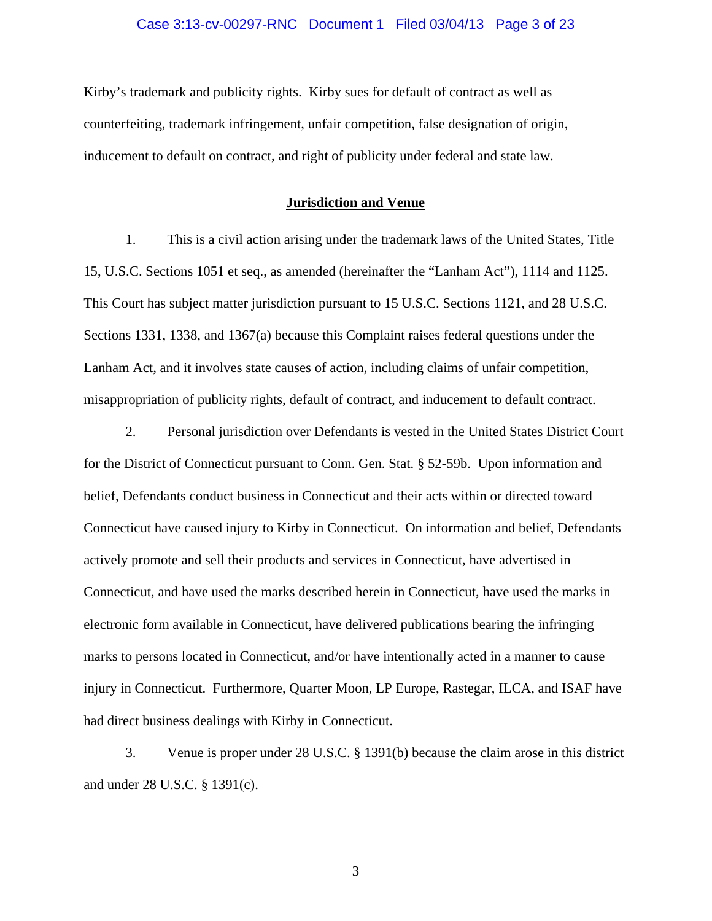Kirby's trademark and publicity rights. Kirby sues for default of contract as well as counterfeiting, trademark infringement, unfair competition, false designation of origin, inducement to default on contract, and right of publicity under federal and state law.

## Jurisdiction and Venue

1. This is a civil action arising under the trademark laws of the United States, Title 15, U.S.C. Sections 1051 et seq., as amended (hereinafter the "Lanham Act"), 1114 and 1125. This Court has subject matter jurisdiction pursuant to 15 U.S.C. Sections 1121, and 28 U.S.C. Sections 1331, 1338, and 1367(a) because this Complaint raises federal questions under the Lanham Act, and it involves state causes of action, including claims of unfair competition, misappropriation of publicity rights, default of contract, and inducement to default contract.

2. Personal jurisdiction over Defendants is vested in the United States District Court for the District of Connecticut pursuant to Conn. Gen. Stat. § 52-59b. Upon information and belief, Defendants conduct business in Connecticut and their acts within or directed toward Connecticut have caused injury to Kirby in Connecticut. On information and belief, Defendants actively promote and sell their products and services in Connecticut, have advertised in Connecticut, and have used the marks described herein in Connecticut, have used the marks in electronic form available in Connecticut, have delivered publications bearing the infringing marks to persons located in Connecticut, and/or have intentionally acted in a manner to cause injury in Connecticut. Furthermore, Quarter Moon, LP Europe, Rastegar, ILCA, and ISAF have had direct business dealings with Kirby in Connecticut.

3. Venue is proper under 28 U.S.C. § 1391(b) because the claim arose in this district and under 28 U.S.C. § 1391(c).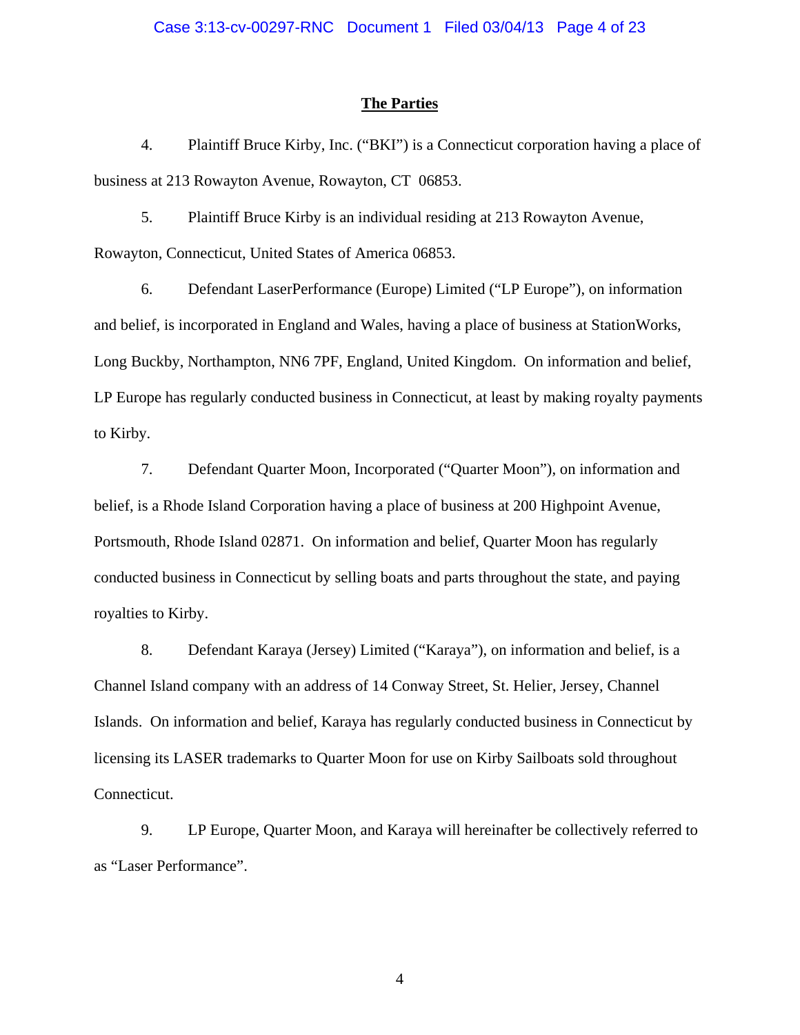## The Parties

4. Plaintiff Bruce Kirby, Inc. ("BKI") is a Connecticut corporation having a place of business at 213 Rowayton Avenue, Rowayton, CT 06853.

5. Plaintiff Bruce Kirby is an individual residing at 213 Rowayton Avenue, Rowayton, Connecticut, United States of America 06853.

6. Defendant LaserPerformance (Europe) Limited ("LP Europe"), on information and belief, is incorporated in England and Wales, having a place of business at StationWorks, Long Buckby, Northampton, NN6 7PF, England, United Kingdom. On information and belief, LP Europe has regularly conducted business in Connecticut, at least by making royalty payments to Kirby.

7. Defendant Quarter Moon, Incorporated ("Quarter Moon"), on information and belief, is a Rhode Island Corporation having a place of business at 200 Highpoint Avenue, Portsmouth, Rhode Island 02871. On information and belief, Quarter Moon has regularly conducted business in Connecticut by selling boats and parts throughout the state, and paying royalties to Kirby.

8. Defendant Karaya (Jersey) Limited ("Karaya"), on information and belief, is a Channel Island company with an address of 14 Conway Street, St. Helier, Jersey, Channel Islands. On information and belief, Karaya has regularly conducted business in Connecticut by licensing its LASER trademarks to Quarter Moon for use on Kirby Sailboats sold throughout Connecticut.

9. LP Europe, Quarter Moon, and Karaya will hereinafter be collectively referred to as "Laser Performance".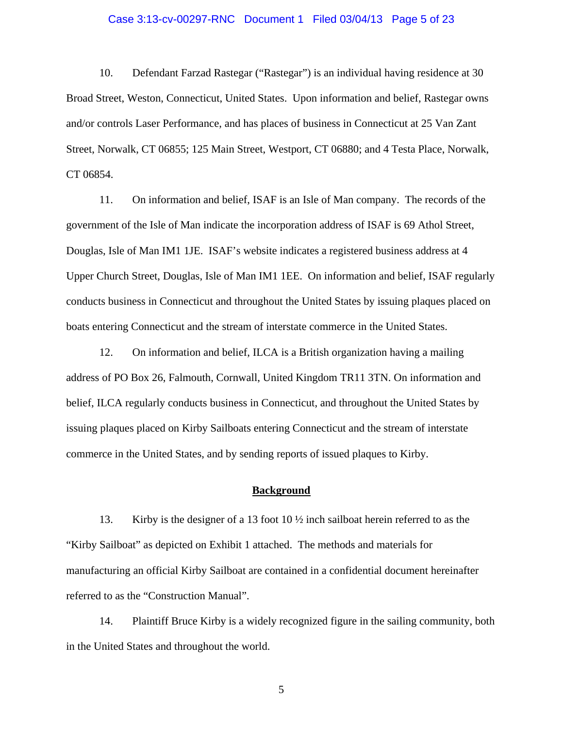10. Defendant Farzad Rastegar ("Rastegar") is an individual having residence at 30 Broad Street, Weston, Connecticut, United States. Upon information and belief, Rastegar owns and/or controls Laser Performance, and has places of business in Connecticut at 25 Van Zant Street, Norwalk, CT 06855; 125 Main Street, Westport, CT 06880; and 4 Testa Place, Norwalk, CT 06854.

11. On information and belief, ISAF is an Isle of Man company. The records of the government of the Isle of Man indicate the incorporation address of ISAF is 69 Athol Street, Douglas, Isle of Man IM1 1JE. ISAF's website indicates a registered business address at 4 Upper Church Street, Douglas, Isle of Man IM1 1EE. On information and belief, ISAF regularly conducts business in Connecticut and throughout the United States by issuing plaques placed on boats entering Connecticut and the stream of interstate commerce in the United States.

12. On information and belief, ILCA is a British organization having a mailing address of PO Box 26, Falmouth, Cornwall, United Kingdom TR11 3TN. On information and belief, ILCA regularly conducts business in Connecticut, and throughout the United States by issuing plaques placed on Kirby Sailboats entering Connecticut and the stream of interstate commerce in the United States, and by sending reports of issued plaques to Kirby.

## Background

13. Kirby is the designer of a 13 foot 10 ½ inch sailboat herein referred to as the "Kirby Sailboat" as depicted on Exhibit 1 attached. The methods and materials for manufacturing an official Kirby Sailboat are contained in a confidential document hereinafter referred to as the "Construction Manual".

14. Plaintiff Bruce Kirby is a widely recognized figure in the sailing community, both in the United States and throughout the world.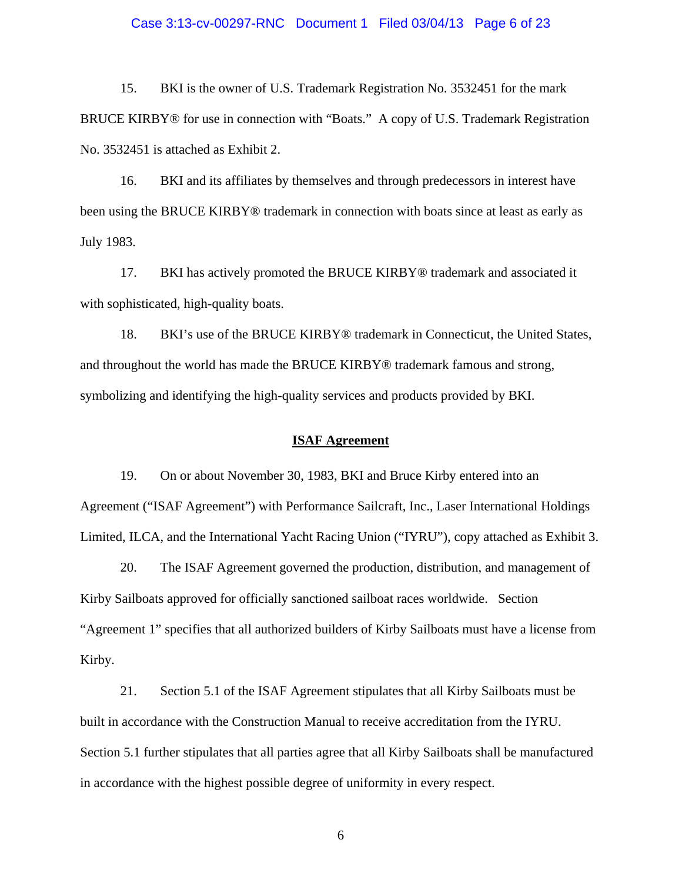15. BKI is the owner of U.S. Trademark Registration No. 3532451 for the mark BRUCE KIRBY® for use in connection with "Boats." A copy of U.S. Trademark Registration No. 3532451 is attached as Exhibit 2.

16. BKI and its affiliates by themselves and through predecessors in interest have been using the BRUCE KIRBY® trademark in connection with boats since at least as early as July 1983.

17. BKI has actively promoted the BRUCE KIRBY® trademark and associated it with sophisticated, high-quality boats.

18. BKI's use of the BRUCE KIRBY® trademark in Connecticut, the United States, and throughout the world has made the BRUCE KIRBY® trademark famous and strong, symbolizing and identifying the high-quality services and products provided by BKI.

## ISAF Agreement

19. On or about November 30, 1983, BKI and Bruce Kirby entered into an Agreement ("ISAF Agreement") with Performance Sailcraft, Inc., Laser International Holdings Limited, ILCA, and the International Yacht Racing Union ("IYRU"), copy attached as Exhibit 3.

20. The ISAF Agreement governed the production, distribution, and management of Kirby Sailboats approved for officially sanctioned sailboat races worldwide. Section "Agreement 1" specifies that all authorized builders of Kirby Sailboats must have a license from Kirby.

21. Section 5.1 of the ISAF Agreement stipulates that all Kirby Sailboats must be built in accordance with the Construction Manual to receive accreditation from the IYRU. Section 5.1 further stipulates that all parties agree that all Kirby Sailboats shall be manufactured in accordance with the highest possible degree of uniformity in every respect.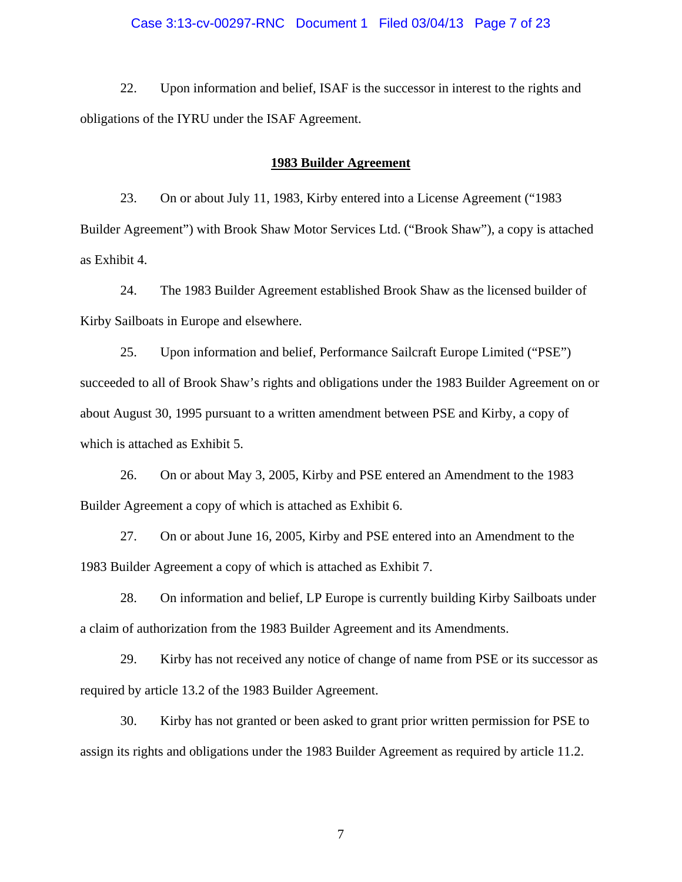22. Upon information and belief, ISAF is the successor in interest to the rights and obligations of the IYRU under the ISAF Agreement.

**1983 Builder Agreement**

23. On or about July 11, 1983, Kirby entered into a License Agreement ("1983 Builder Agreement") with Brook Shaw Motor Services Ltd. ("Brook Shaw"), a copy is attached as Exhibit 4.

24. The 1983 Builder Agreement established Brook Shaw as the licensed builder of Kirby Sailboats in Europe and elsewhere.

25. Upon information and belief, Performance Sailcraft Europe Limited ("PSE") succeeded to all of Brook Shaw's rights and obligations under the 1983 Builder Agreement on or about August 30, 1995 pursuant to a written amendment between PSE and Kirby, a copy of which is attached as Exhibit 5.

26. On or about May 3, 2005, Kirby and PSE entered an Amendment to the 1983 Builder Agreement a copy of which is attached as Exhibit 6.

27. On or about June 16, 2005, Kirby and PSE entered into an Amendment to the 1983 Builder Agreement a copy of which is attached as Exhibit 7.

28. On information and belief, LP Europe is currently building Kirby Sailboats under a claim of authorization from the 1983 Builder Agreement and its Amendments.

29. Kirby has not received any notice of change of name from PSE or its successor as required by article 13.2 of the 1983 Builder Agreement.

30. Kirby has not granted or been asked to grant prior written permission for PSE to assign its rights and obligations under the 1983 Builder Agreement as required by article 11.2.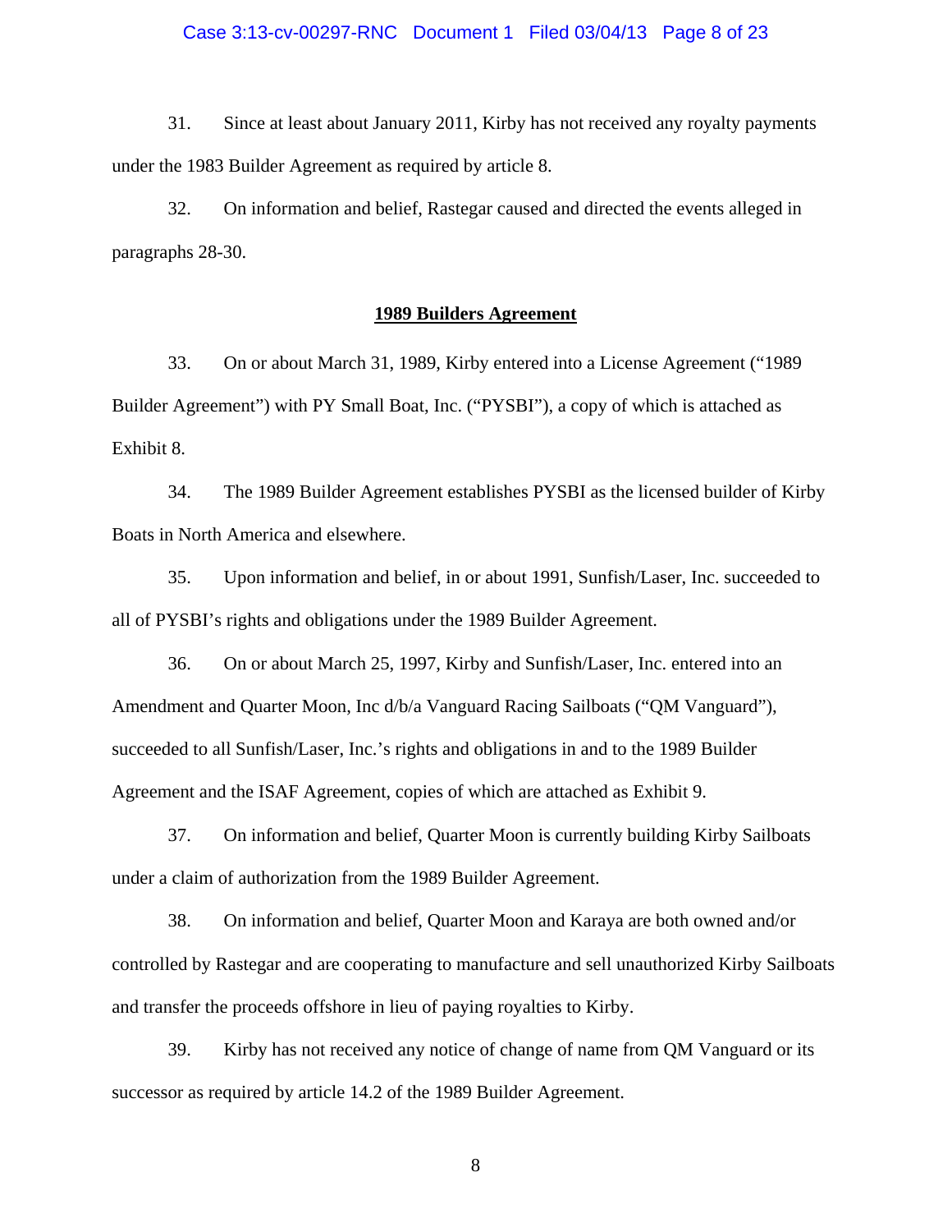31. Since at least about January 2011, Kirby has not received any royalty payments under the 1983 Builder Agreement as required by article 8.

32. On information and belief, Rastegar caused and directed the events alleged in paragraphs 28-30.

## 1989 Builders Agreement

33. On or about March 31, 1989, Kirby entered into a License Agreement ("1989 Builder Agreement") with PY Small Boat, Inc. ("PYSBI"), a copy of which is attached as Exhibit 8.

34. The 1989 Builder Agreement establishes PYSBI as the licensed builder of Kirby Boats in North America and elsewhere.

35. Upon information and belief, in or about 1991, Sunfish/Laser, Inc. succeeded to all of PYSBI's rights and obligations under the 1989 Builder Agreement.

36. On or about March 25, 1997, Kirby and Sunfish/Laser, Inc. entered into an Amendment and Quarter Moon, Inc d/b/a Vanguard Racing Sailboats ("QM Vanguard"), succeeded to all Sunfish/Laser, Inc.'s rights and obligations in and to the 1989 Builder Agreement and the ISAF Agreement, copies of which are attached as Exhibit 9.

37. On information and belief, Quarter Moon is currently building Kirby Sailboats under a claim of authorization from the 1989 Builder Agreement.

38. On information and belief, Quarter Moon and Karaya are both owned and/or controlled by Rastegar and are cooperating to manufacture and sell unauthorized Kirby Sailboats and transfer the proceeds offshore in lieu of paying royalties to Kirby.

39. Kirby has not received any notice of change of name from QM Vanguard or its successor as required by article 14.2 of the 1989 Builder Agreement.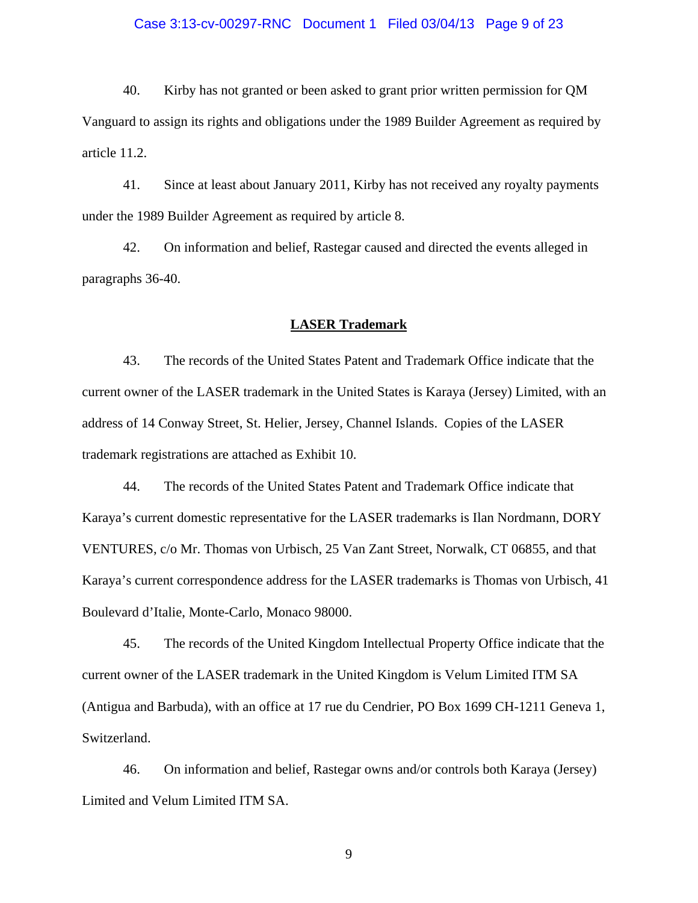40. Kirby has not granted or been asked to grant prior written permission for QM Vanguard to assign its rights and obligations under the 1989 Builder Agreement as required by article 11.2.

41. Since at least about January 2011, Kirby has not received any royalty payments under the 1989 Builder Agreement as required by article 8.

42. On information and belief, Rastegar caused and directed the events alleged in paragraphs 36-40.

## LASER Trademark

43. The records of the United States Patent and Trademark Office indicate that the current owner of the LASER trademark in the United States is Karaya (Jersey) Limited, with an address of 14 Conway Street, St. Helier, Jersey, Channel Islands. Copies of the LASER trademark registrations are attached as Exhibit 10.

44. The records of the United States Patent and Trademark Office indicate that Karaya's current domestic representative for the LASER trademarks is Ilan Nordmann, DORY VENTURES, c/o Mr. Thomas von Urbisch, 25 Van Zant Street, Norwalk, CT 06855, and that Karaya's current correspondence address for the LASER trademarks is Thomas von Urbisch, 41 Boulevard d'Italie, Monte-Carlo, Monaco 98000.

45. The records of the United Kingdom Intellectual Property Office indicate that the current owner of the LASER trademark in the United Kingdom is Velum Limited ITM SA (Antigua and Barbuda), with an office at 17 rue du Cendrier, PO Box 1699 CH-1211 Geneva 1, Switzerland.

46. On information and belief, Rastegar owns and/or controls both Karaya (Jersey) Limited and Velum Limited ITM SA.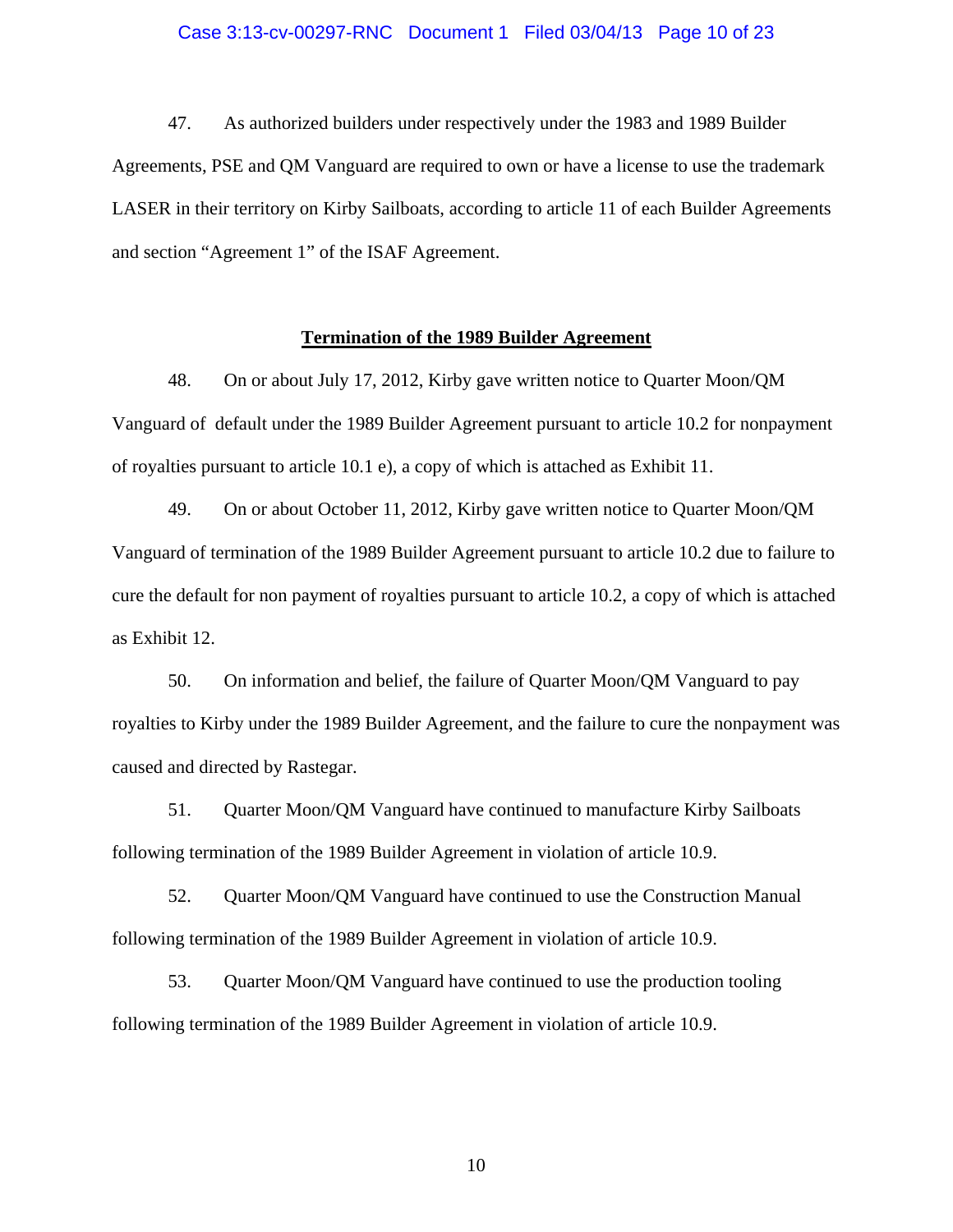47. As authorized builders under respectively under the 1983 and 1989 Builder Agreements, PSE and QM Vanguard are required to own or have a license to use the trademark LASER in their territory on Kirby Sailboats, according to article 11 of each Builder Agreements and section "Agreement 1" of the ISAF Agreement.

**Termination of the 1989 Builder Agreement**

48. On or about July 17, 2012, Kirby gave written notice to Quarter Moon/QM Vanguard of default under the 1989 Builder Agreement pursuant to article 10.2 for nonpayment of royalties pursuant to article 10.1 e), a copy of which is attached as Exhibit 11.

49. On or about October 11, 2012, Kirby gave written notice to Quarter Moon/QM Vanguard of termination of the 1989 Builder Agreement pursuant to article 10.2 due to failure to cure the default for non payment of royalties pursuant to article 10.2, a copy of which is attached as Exhibit 12.

50. On information and belief, the failure of Quarter Moon/QM Vanguard to pay royalties to Kirby under the 1989 Builder Agreement, and the failure to cure the nonpayment was caused and directed by Rastegar.

51. Quarter Moon/QM Vanguard have continued to manufacture Kirby Sailboats following termination of the 1989 Builder Agreement in violation of article 10.9.

52. Quarter Moon/QM Vanguard have continued to use the Construction Manual following termination of the 1989 Builder Agreement in violation of article 10.9.

53. Quarter Moon/QM Vanguard have continued to use the production tooling following termination of the 1989 Builder Agreement in violation of article 10.9.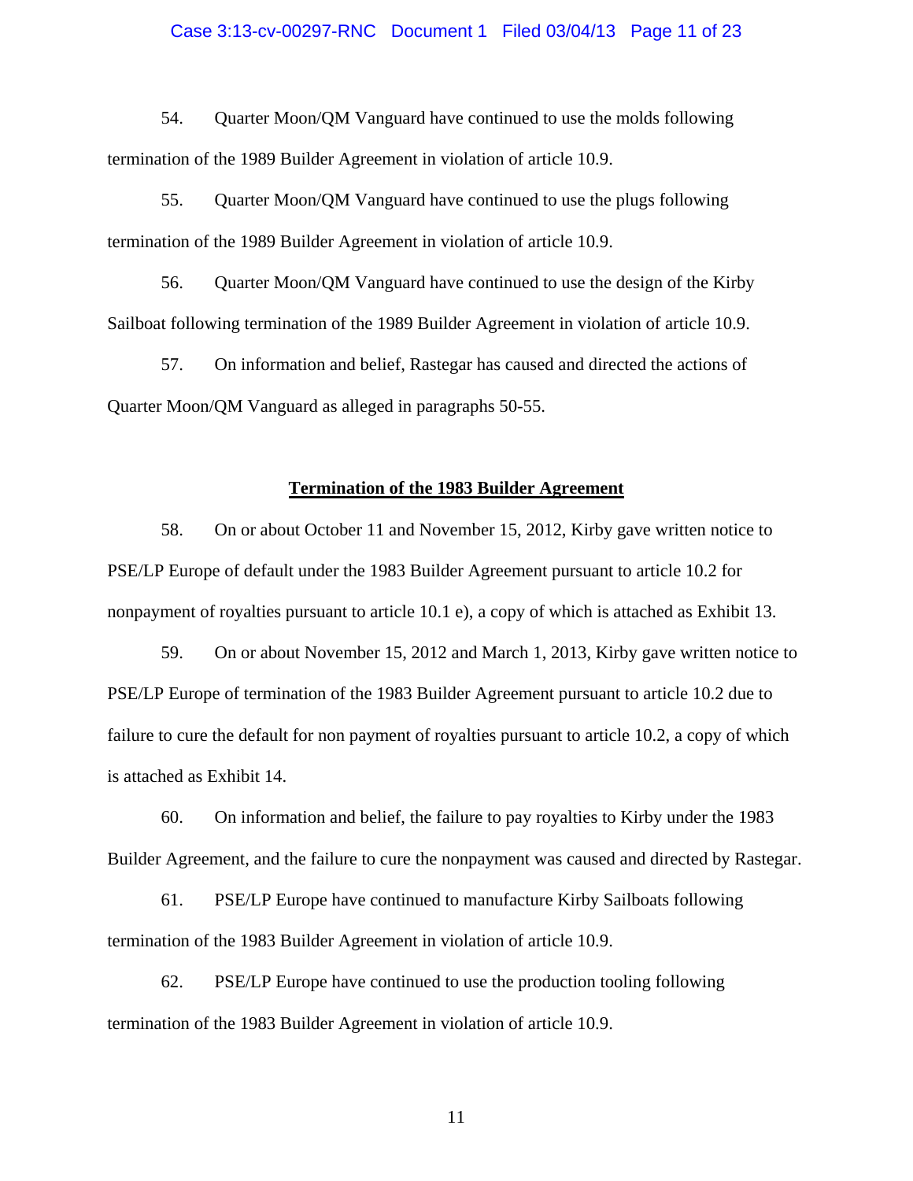54. Quarter Moon/QM Vanguard have continued to use the molds following termination of the 1989 Builder Agreement in violation of article 10.9.

55. Quarter Moon/QM Vanguard have continued to use the plugs following termination of the 1989 Builder Agreement in violation of article 10.9.

56. Quarter Moon/QM Vanguard have continued to use the design of the Kirby Sailboat following termination of the 1989 Builder Agreement in violation of article 10.9.

57. On information and belief, Rastegar has caused and directed the actions of Quarter Moon/QM Vanguard as alleged in paragraphs 50-55.

## **Termination of the 1983 Builder Agreement**

58. On or about October 11 and November 15, 2012, Kirby gave written notice to PSE/LP Europe of default under the 1983 Builder Agreement pursuant to article 10.2 for nonpayment of royalties pursuant to article 10.1 e), a copy of which is attached as Exhibit 13.

59. On or about November 15, 2012 and March 1, 2013, Kirby gave written notice to PSE/LP Europe of termination of the 1983 Builder Agreement pursuant to article 10.2 due to failure to cure the default for non payment of royalties pursuant to article 10.2, a copy of which is attached as Exhibit 14.

60. On information and belief, the failure to pay royalties to Kirby under the 1983 Builder Agreement, and the failure to cure the nonpayment was caused and directed by Rastegar.

61. PSE/LP Europe have continued to manufacture Kirby Sailboats following termination of the 1983 Builder Agreement in violation of article 10.9.

62. PSE/LP Europe have continued to use the production tooling following termination of the 1983 Builder Agreement in violation of article 10.9.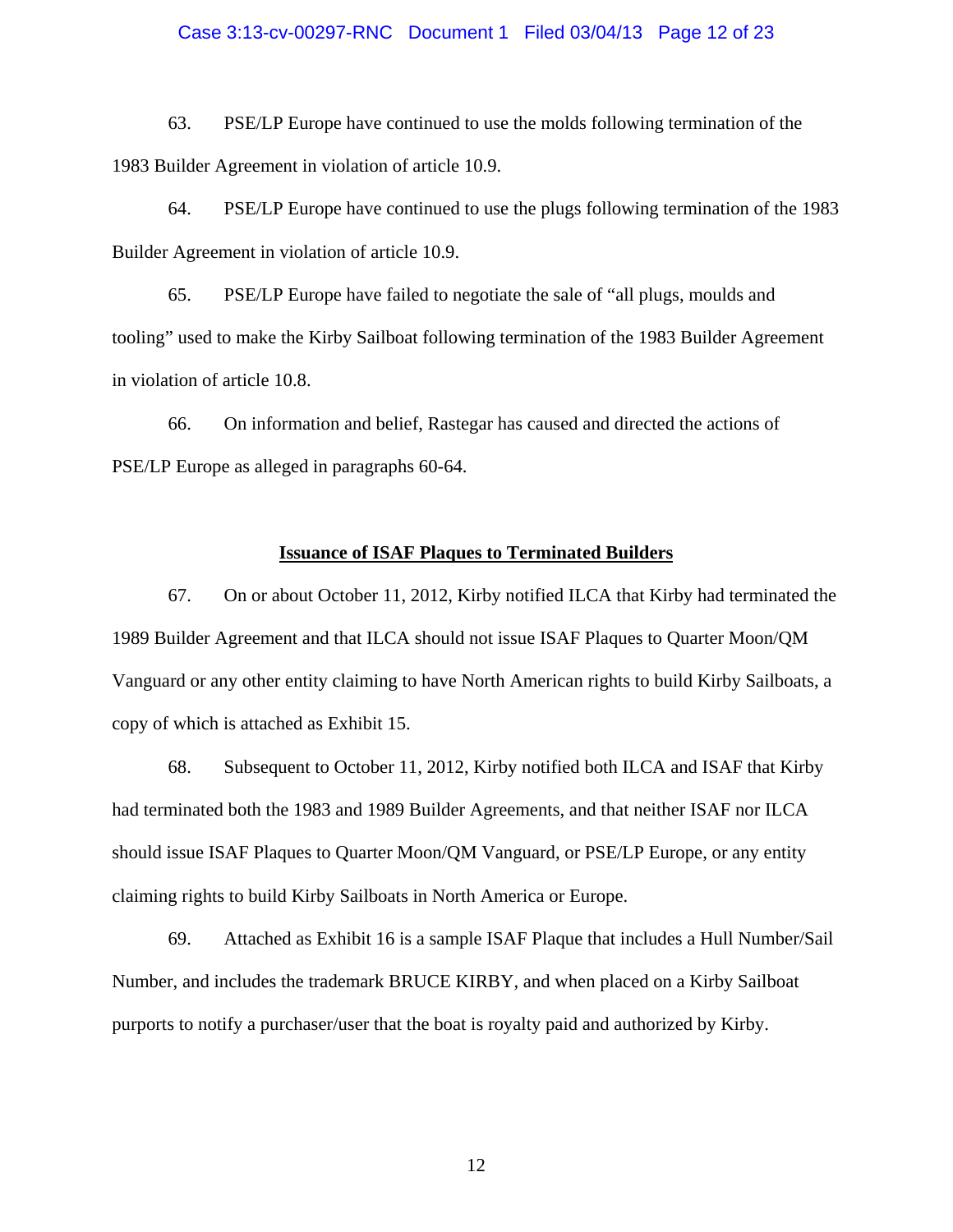63. PSE/LP Europe have continued to use the molds following termination of the 1983 Builder Agreement in violation of article 10.9.

64. PSE/LP Europe have continued to use the plugs following termination of the 1983 Builder Agreement in violation of article 10.9.

65. PSE/LP Europe have failed to negotiate the sale of "all plugs, moulds and tooling" used to make the Kirby Sailboat following termination of the 1983 Builder Agreement in violation of article 10.8.

66. On information and belief, Rastegar has caused and directed the actions of PSE/LP Europe as alleged in paragraphs 60-64.

**Issuance of ISAF Plaques to Terminated Builders**

67. On or about October 11, 2012, Kirby notified ILCA that Kirby had terminated the 1989 Builder Agreement and that ILCA should not issue ISAF Plaques to Quarter Moon/QM Vanguard or any other entity claiming to have North American rights to build Kirby Sailboats, a copy of which is attached as Exhibit 15.

68. Subsequent to October 11, 2012, Kirby notified both ILCA and ISAF that Kirby had terminated both the 1983 and 1989 Builder Agreements, and that neither ISAF nor ILCA should issue ISAF Plaques to Quarter Moon/QM Vanguard, or PSE/LP Europe, or any entity claiming rights to build Kirby Sailboats in North America or Europe.

69. Attached as Exhibit 16 is a sample ISAF Plaque that includes a Hull Number/Sail Number, and includes the trademark BRUCE KIRBY, and when placed on a Kirby Sailboat purports to notify a purchaser/user that the boat is royalty paid and authorized by Kirby.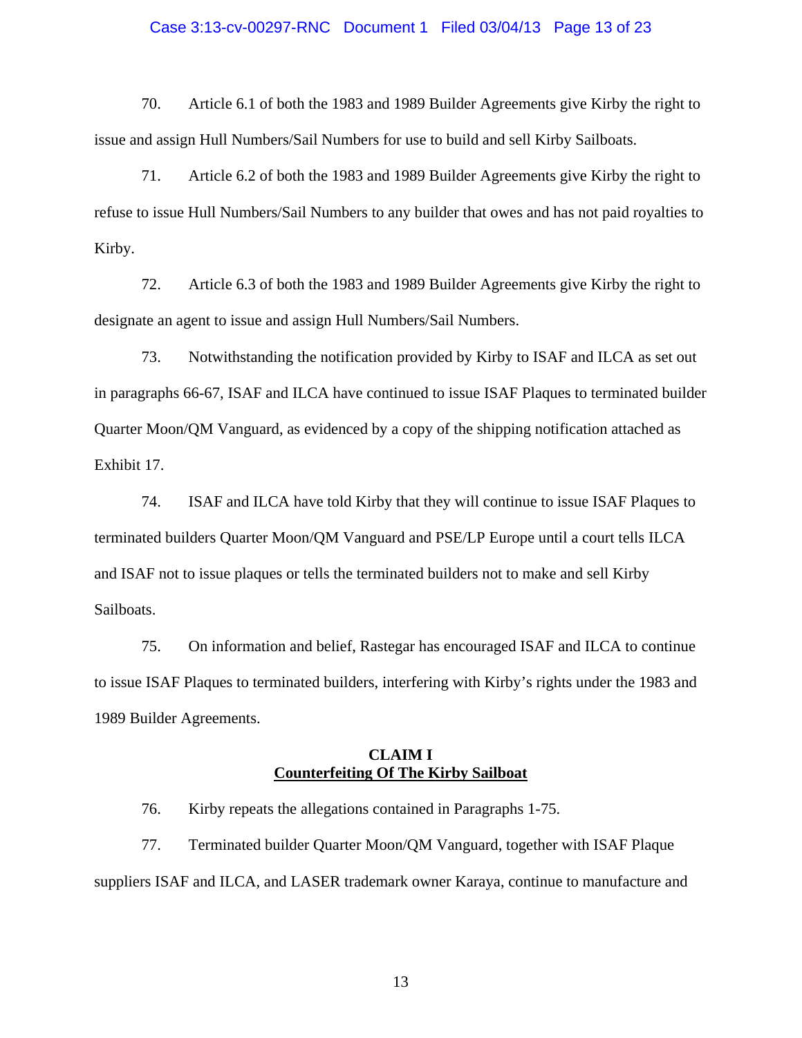70. Article 6.1 of both the 1983 and 1989 Builder Agreements give Kirby the right to issue and assign Hull Numbers/Sail Numbers for use to build and sell Kirby Sailboats.

71. Article 6.2 of both the 1983 and 1989 Builder Agreements give Kirby the right to refuse to issue Hull Numbers/Sail Numbers to any builder that owes and has not paid royalties to Kirby.

72. Article 6.3 of both the 1983 and 1989 Builder Agreements give Kirby the right to designate an agent to issue and assign Hull Numbers/Sail Numbers.

73. Notwithstanding the notification provided by Kirby to ISAF and ILCA as set out in paragraphs 66-67, ISAF and ILCA have continued to issue ISAF Plaques to terminated builder Quarter Moon/QM Vanguard, as evidenced by a copy of the shipping notification attached as Exhibit 17.

74. ISAF and ILCA have told Kirby that they will continue to issue ISAF Plaques to terminated builders Quarter Moon/QM Vanguard and PSE/LP Europe until a court tells ILCA and ISAF not to issue plaques or tells the terminated builders not to make and sell Kirby Sailboats.

75. On information and belief, Rastegar has encouraged ISAF and ILCA to continue to issue ISAF Plaques to terminated builders, interfering with Kirby's rights under the 1983 and 1989 Builder Agreements.

**CLAIM I**
**Counterfeiting Of The Kirby Sailboat**

76. Kirby repeats the allegations contained in Paragraphs 1-75.

77. Terminated builder Quarter Moon/QM Vanguard, together with ISAF Plaque suppliers ISAF and ILCA, and LASER trademark owner Karaya, continue to manufacture and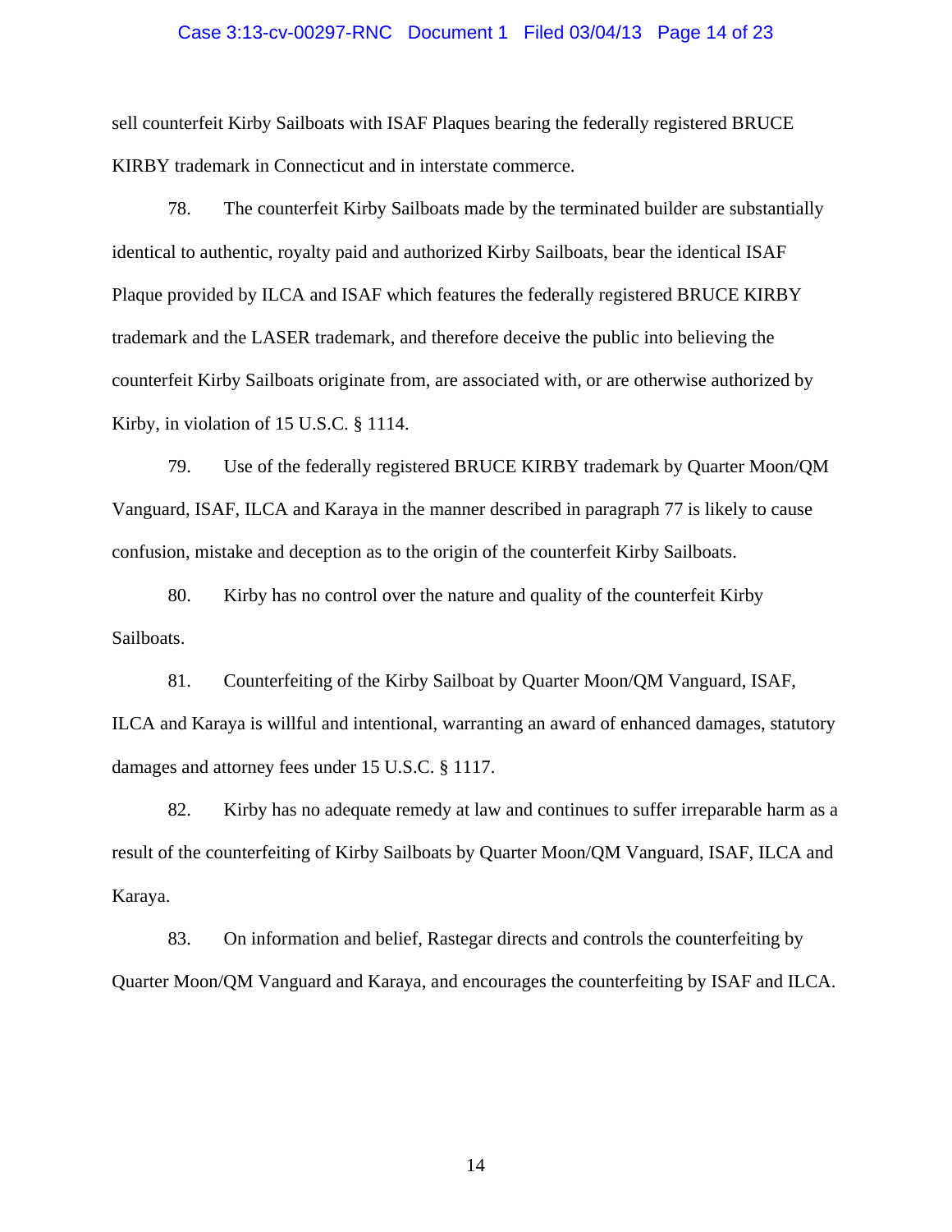sell counterfeit Kirby Sailboats with ISAF Plaques bearing the federally registered BRUCE KIRBY trademark in Connecticut and in interstate commerce.

78. The counterfeit Kirby Sailboats made by the terminated builder are substantially identical to authentic, royalty paid and authorized Kirby Sailboats, bear the identical ISAF Plaque provided by ILCA and ISAF which features the federally registered BRUCE KIRBY trademark and the LASER trademark, and therefore deceive the public into believing the counterfeit Kirby Sailboats originate from, are associated with, or are otherwise authorized by Kirby, in violation of 15 U.S.C. § 1114.

79. Use of the federally registered BRUCE KIRBY trademark by Quarter Moon/QM Vanguard, ISAF, ILCA and Karaya in the manner described in paragraph 77 is likely to cause confusion, mistake and deception as to the origin of the counterfeit Kirby Sailboats.

80. Kirby has no control over the nature and quality of the counterfeit Kirby Sailboats.

81. Counterfeiting of the Kirby Sailboat by Quarter Moon/QM Vanguard, ISAF, ILCA and Karaya is willful and intentional, warranting an award of enhanced damages, statutory damages and attorney fees under 15 U.S.C. § 1117.

82. Kirby has no adequate remedy at law and continues to suffer irreparable harm as a result of the counterfeiting of Kirby Sailboats by Quarter Moon/QM Vanguard, ISAF, ILCA and Karaya.

83. On information and belief, Rastegar directs and controls the counterfeiting by Quarter Moon/QM Vanguard and Karaya, and encourages the counterfeiting by ISAF and ILCA.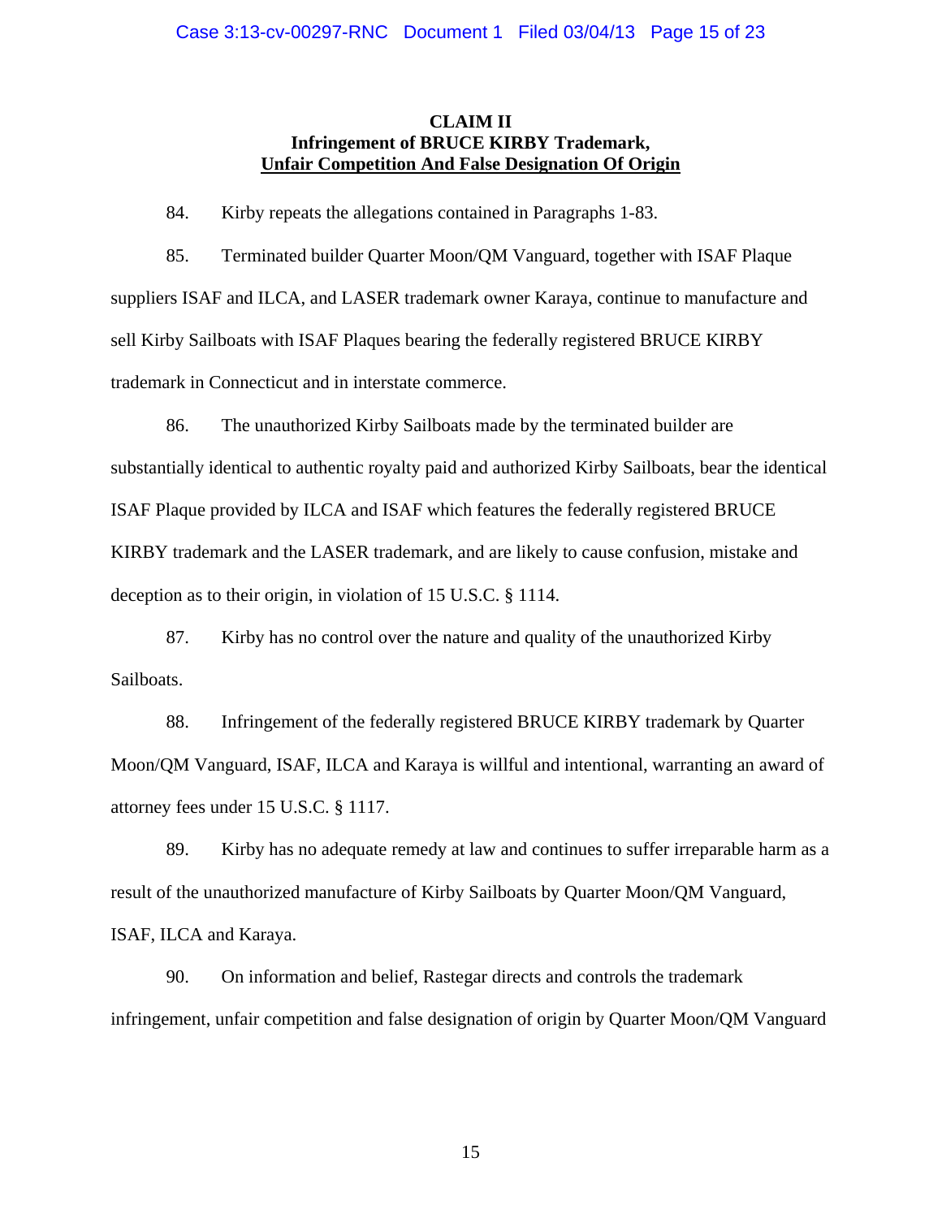**CLAIM II**
**Infringement of BRUCE KIRBY Trademark,**
**Unfair Competition And False Designation Of Origin**

84. Kirby repeats the allegations contained in Paragraphs 1-83.

85. Terminated builder Quarter Moon/QM Vanguard, together with ISAF Plaque suppliers ISAF and ILCA, and LASER trademark owner Karaya, continue to manufacture and sell Kirby Sailboats with ISAF Plaques bearing the federally registered BRUCE KIRBY trademark in Connecticut and in interstate commerce.

86. The unauthorized Kirby Sailboats made by the terminated builder are substantially identical to authentic royalty paid and authorized Kirby Sailboats, bear the identical ISAF Plaque provided by ILCA and ISAF which features the federally registered BRUCE KIRBY trademark and the LASER trademark, and are likely to cause confusion, mistake and deception as to their origin, in violation of 15 U.S.C. § 1114.

87. Kirby has no control over the nature and quality of the unauthorized Kirby Sailboats.

88. Infringement of the federally registered BRUCE KIRBY trademark by Quarter Moon/QM Vanguard, ISAF, ILCA and Karaya is willful and intentional, warranting an award of attorney fees under 15 U.S.C. § 1117.

89. Kirby has no adequate remedy at law and continues to suffer irreparable harm as a result of the unauthorized manufacture of Kirby Sailboats by Quarter Moon/QM Vanguard, ISAF, ILCA and Karaya.

90. On information and belief, Rastegar directs and controls the trademark infringement, unfair competition and false designation of origin by Quarter Moon/QM Vanguard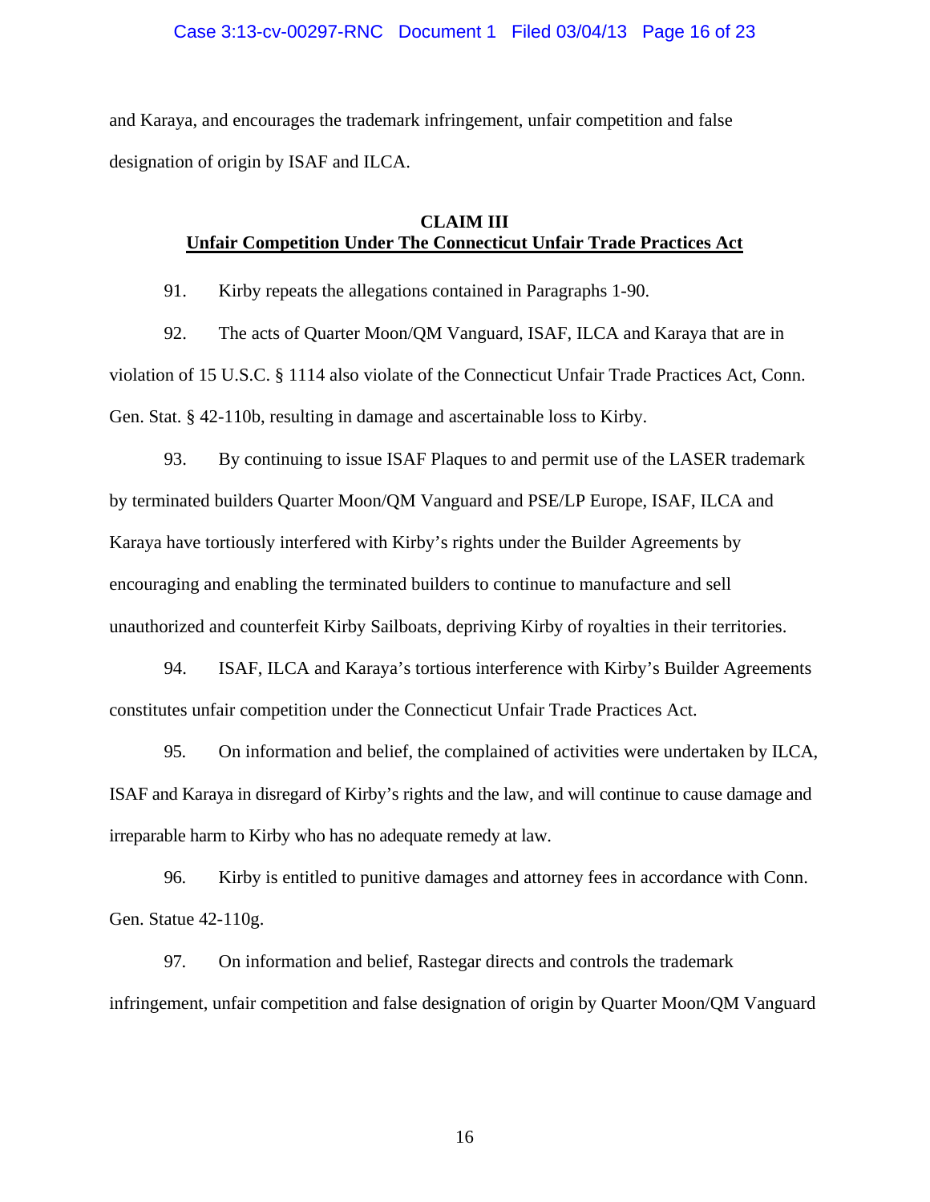and Karaya, and encourages the trademark infringement, unfair competition and false designation of origin by ISAF and ILCA.

**CLAIM III**
**Unfair Competition Under The Connecticut Unfair Trade Practices Act**

91. Kirby repeats the allegations contained in Paragraphs 1-90.

92. The acts of Quarter Moon/QM Vanguard, ISAF, ILCA and Karaya that are in violation of 15 U.S.C. § 1114 also violate of the Connecticut Unfair Trade Practices Act, Conn. Gen. Stat. § 42-110b, resulting in damage and ascertainable loss to Kirby.

93. By continuing to issue ISAF Plaques to and permit use of the LASER trademark by terminated builders Quarter Moon/QM Vanguard and PSE/LP Europe, ISAF, ILCA and Karaya have tortiously interfered with Kirby's rights under the Builder Agreements by encouraging and enabling the terminated builders to continue to manufacture and sell unauthorized and counterfeit Kirby Sailboats, depriving Kirby of royalties in their territories.

94. ISAF, ILCA and Karaya's tortious interference with Kirby's Builder Agreements constitutes unfair competition under the Connecticut Unfair Trade Practices Act.

95. On information and belief, the complained of activities were undertaken by ILCA, ISAF and Karaya in disregard of Kirby's rights and the law, and will continue to cause damage and irreparable harm to Kirby who has no adequate remedy at law.

96. Kirby is entitled to punitive damages and attorney fees in accordance with Conn. Gen. Statue 42-110g.

97. On information and belief, Rastegar directs and controls the trademark infringement, unfair competition and false designation of origin by Quarter Moon/QM Vanguard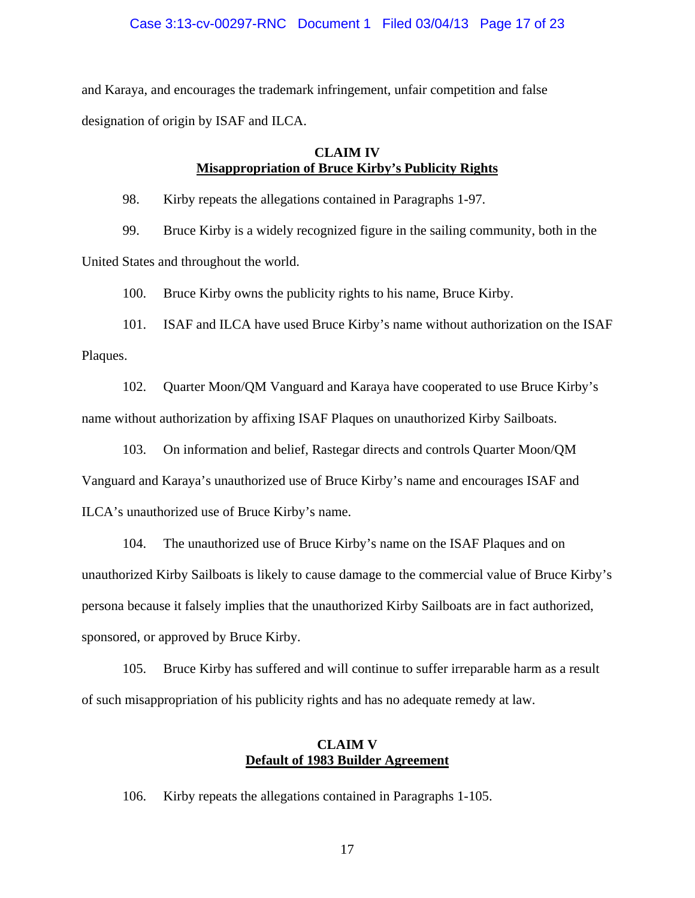and Karaya, and encourages the trademark infringement, unfair competition and false designation of origin by ISAF and ILCA.

**CLAIM IV**
**<u>Misappropriation of Bruce Kirby's Publicity Rights</u>**

98. Kirby repeats the allegations contained in Paragraphs 1-97.

99. Bruce Kirby is a widely recognized figure in the sailing community, both in the United States and throughout the world.

100. Bruce Kirby owns the publicity rights to his name, Bruce Kirby.

101. ISAF and ILCA have used Bruce Kirby's name without authorization on the ISAF Plaques.

102. Quarter Moon/QM Vanguard and Karaya have cooperated to use Bruce Kirby's name without authorization by affixing ISAF Plaques on unauthorized Kirby Sailboats.

103. On information and belief, Rastegar directs and controls Quarter Moon/QM Vanguard and Karaya's unauthorized use of Bruce Kirby's name and encourages ISAF and ILCA's unauthorized use of Bruce Kirby's name.

104. The unauthorized use of Bruce Kirby's name on the ISAF Plaques and on unauthorized Kirby Sailboats is likely to cause damage to the commercial value of Bruce Kirby's persona because it falsely implies that the unauthorized Kirby Sailboats are in fact authorized, sponsored, or approved by Bruce Kirby.

105. Bruce Kirby has suffered and will continue to suffer irreparable harm as a result of such misappropriation of his publicity rights and has no adequate remedy at law.

**CLAIM V**
**<u>Default of 1983 Builder Agreement</u>**

106. Kirby repeats the allegations contained in Paragraphs 1-105.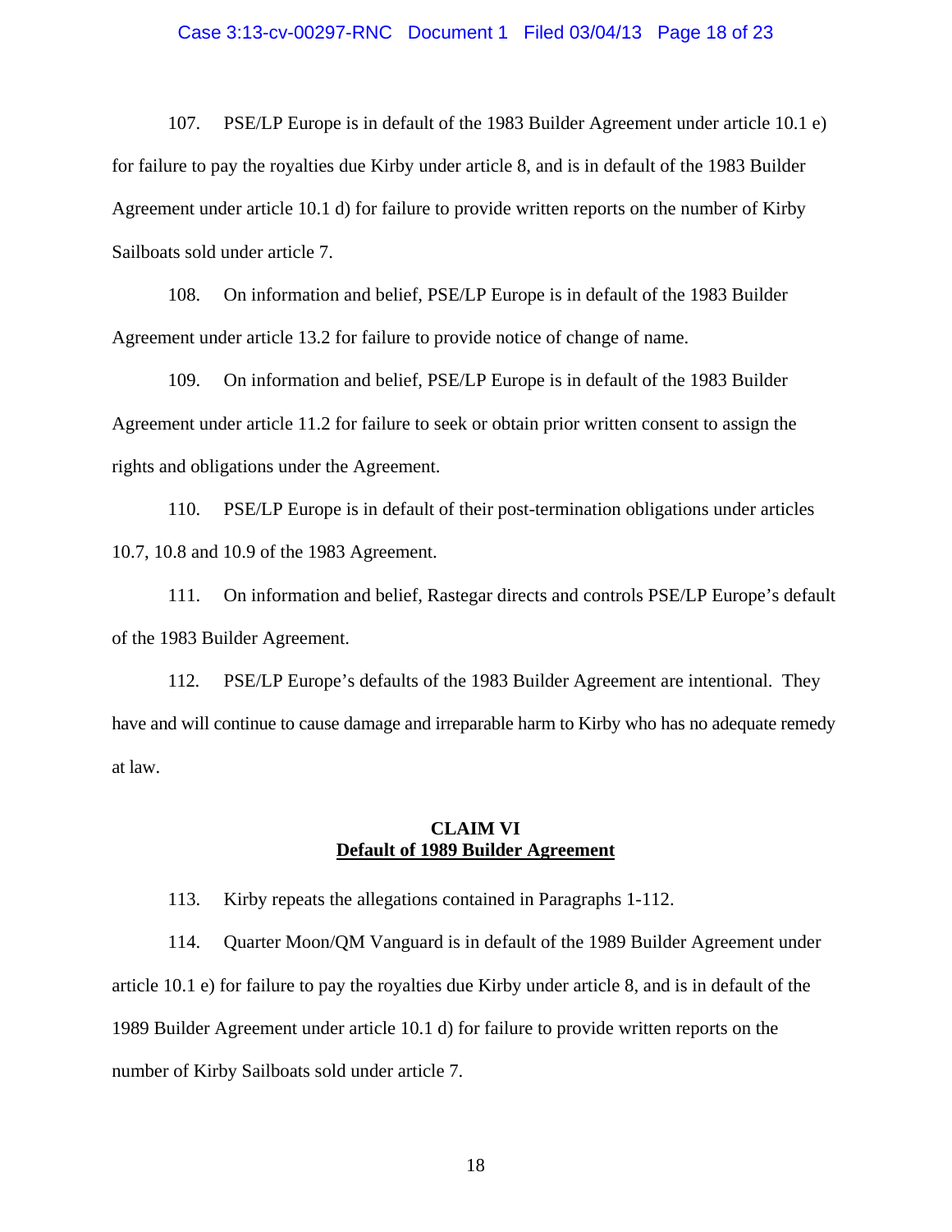107. PSE/LP Europe is in default of the 1983 Builder Agreement under article 10.1 e) for failure to pay the royalties due Kirby under article 8, and is in default of the 1983 Builder Agreement under article 10.1 d) for failure to provide written reports on the number of Kirby Sailboats sold under article 7.

108. On information and belief, PSE/LP Europe is in default of the 1983 Builder Agreement under article 13.2 for failure to provide notice of change of name.

109. On information and belief, PSE/LP Europe is in default of the 1983 Builder Agreement under article 11.2 for failure to seek or obtain prior written consent to assign the rights and obligations under the Agreement.

110. PSE/LP Europe is in default of their post-termination obligations under articles 10.7, 10.8 and 10.9 of the 1983 Agreement.

111. On information and belief, Rastegar directs and controls PSE/LP Europe's default of the 1983 Builder Agreement.

112. PSE/LP Europe's defaults of the 1983 Builder Agreement are intentional. They have and will continue to cause damage and irreparable harm to Kirby who has no adequate remedy at law.

## CLAIM VI
## Default of 1989 Builder Agreement

113. Kirby repeats the allegations contained in Paragraphs 1-112.

114. Quarter Moon/QM Vanguard is in default of the 1989 Builder Agreement under article 10.1 e) for failure to pay the royalties due Kirby under article 8, and is in default of the 1989 Builder Agreement under article 10.1 d) for failure to provide written reports on the number of Kirby Sailboats sold under article 7.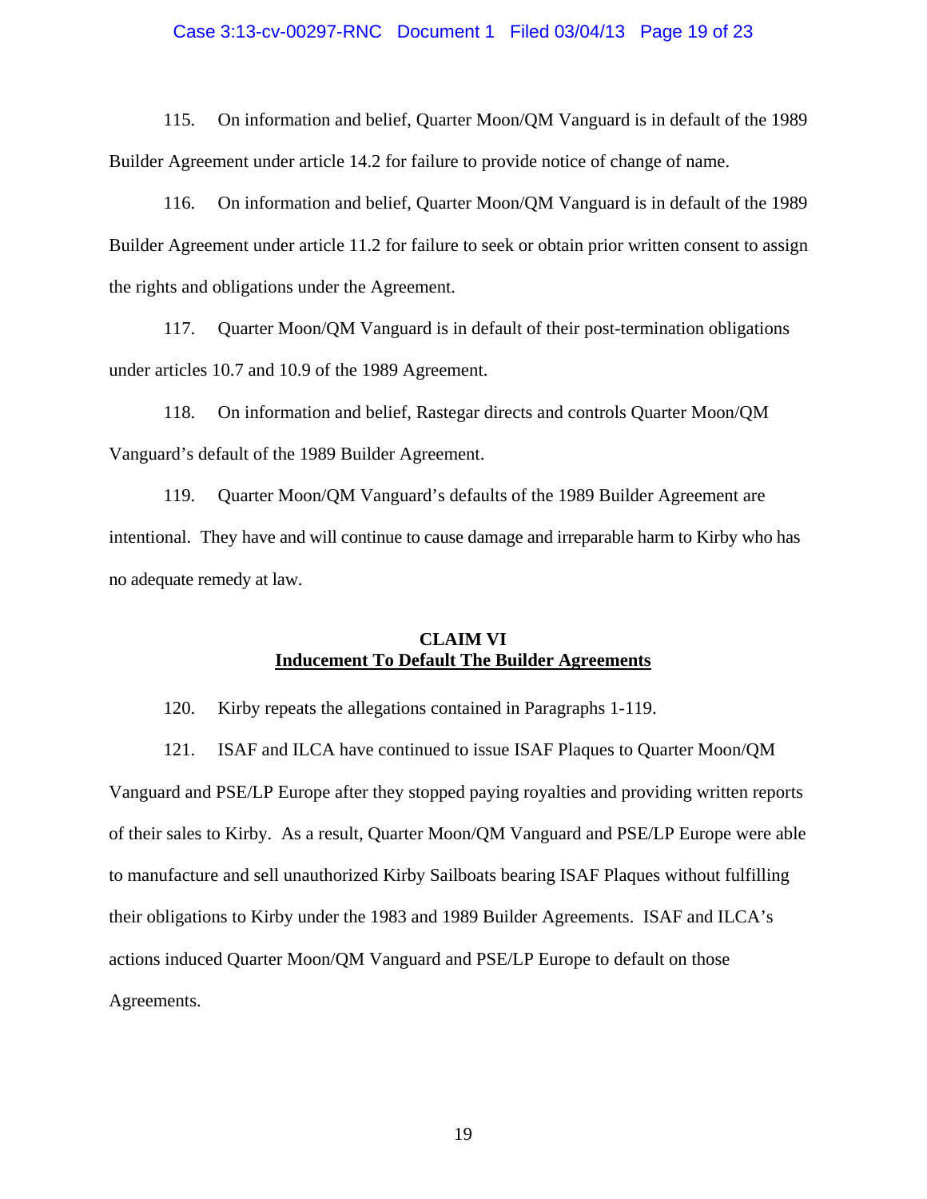115. On information and belief, Quarter Moon/QM Vanguard is in default of the 1989 Builder Agreement under article 14.2 for failure to provide notice of change of name.

116. On information and belief, Quarter Moon/QM Vanguard is in default of the 1989 Builder Agreement under article 11.2 for failure to seek or obtain prior written consent to assign the rights and obligations under the Agreement.

117. Quarter Moon/QM Vanguard is in default of their post-termination obligations under articles 10.7 and 10.9 of the 1989 Agreement.

118. On information and belief, Rastegar directs and controls Quarter Moon/QM Vanguard's default of the 1989 Builder Agreement.

119. Quarter Moon/QM Vanguard's defaults of the 1989 Builder Agreement are intentional. They have and will continue to cause damage and irreparable harm to Kirby who has no adequate remedy at law.

## CLAIM VI
## Inducement To Default The Builder Agreements

120. Kirby repeats the allegations contained in Paragraphs 1-119.

121. ISAF and ILCA have continued to issue ISAF Plaques to Quarter Moon/QM Vanguard and PSE/LP Europe after they stopped paying royalties and providing written reports of their sales to Kirby. As a result, Quarter Moon/QM Vanguard and PSE/LP Europe were able to manufacture and sell unauthorized Kirby Sailboats bearing ISAF Plaques without fulfilling their obligations to Kirby under the 1983 and 1989 Builder Agreements. ISAF and ILCA's actions induced Quarter Moon/QM Vanguard and PSE/LP Europe to default on those Agreements.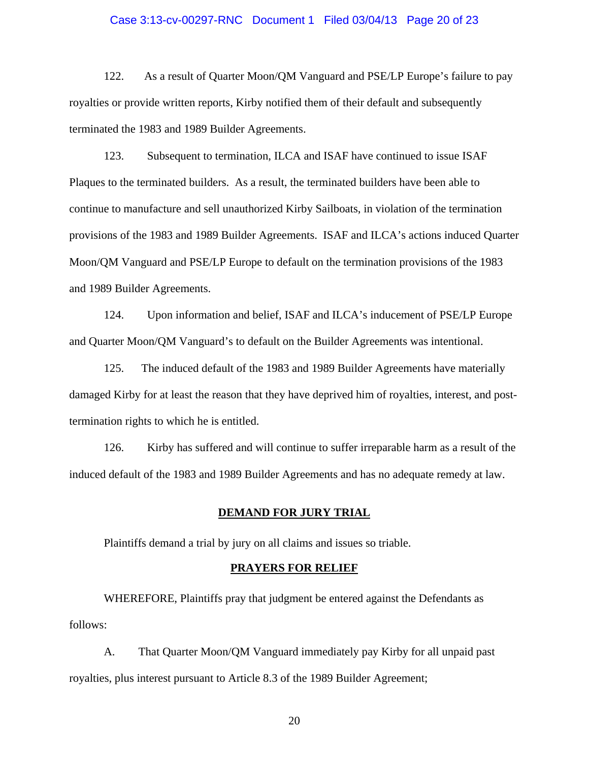122. As a result of Quarter Moon/QM Vanguard and PSE/LP Europe's failure to pay royalties or provide written reports, Kirby notified them of their default and subsequently terminated the 1983 and 1989 Builder Agreements.

123. Subsequent to termination, ILCA and ISAF have continued to issue ISAF Plaques to the terminated builders. As a result, the terminated builders have been able to continue to manufacture and sell unauthorized Kirby Sailboats, in violation of the termination provisions of the 1983 and 1989 Builder Agreements. ISAF and ILCA's actions induced Quarter Moon/QM Vanguard and PSE/LP Europe to default on the termination provisions of the 1983 and 1989 Builder Agreements.

124. Upon information and belief, ISAF and ILCA's inducement of PSE/LP Europe and Quarter Moon/QM Vanguard's to default on the Builder Agreements was intentional.

125. The induced default of the 1983 and 1989 Builder Agreements have materially damaged Kirby for at least the reason that they have deprived him of royalties, interest, and post-termination rights to which he is entitled.

126. Kirby has suffered and will continue to suffer irreparable harm as a result of the induced default of the 1983 and 1989 Builder Agreements and has no adequate remedy at law.

## DEMAND FOR JURY TRIAL

Plaintiffs demand a trial by jury on all claims and issues so triable.

## PRAYERS FOR RELIEF

WHEREFORE, Plaintiffs pray that judgment be entered against the Defendants as follows:

A. That Quarter Moon/QM Vanguard immediately pay Kirby for all unpaid past royalties, plus interest pursuant to Article 8.3 of the 1989 Builder Agreement;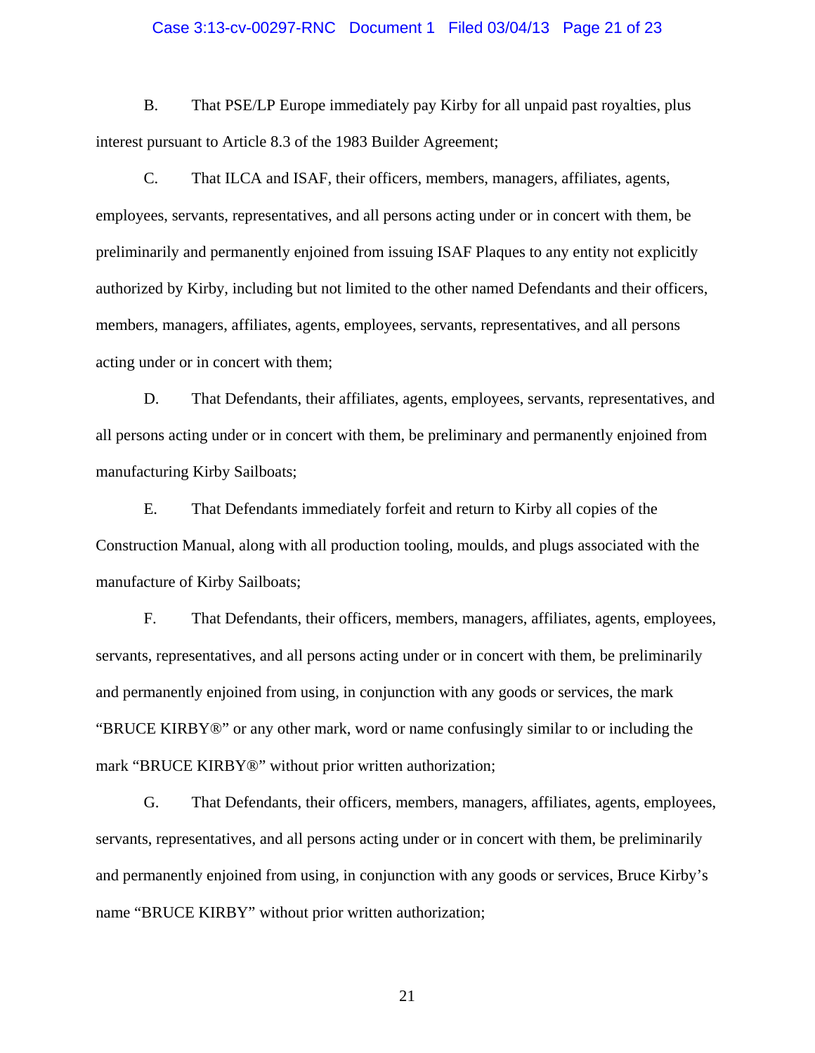B. That PSE/LP Europe immediately pay Kirby for all unpaid past royalties, plus interest pursuant to Article 8.3 of the 1983 Builder Agreement;

C. That ILCA and ISAF, their officers, members, managers, affiliates, agents, employees, servants, representatives, and all persons acting under or in concert with them, be preliminarily and permanently enjoined from issuing ISAF Plaques to any entity not explicitly authorized by Kirby, including but not limited to the other named Defendants and their officers, members, managers, affiliates, agents, employees, servants, representatives, and all persons acting under or in concert with them;

D. That Defendants, their affiliates, agents, employees, servants, representatives, and all persons acting under or in concert with them, be preliminary and permanently enjoined from manufacturing Kirby Sailboats;

E. That Defendants immediately forfeit and return to Kirby all copies of the Construction Manual, along with all production tooling, moulds, and plugs associated with the manufacture of Kirby Sailboats;

F. That Defendants, their officers, members, managers, affiliates, agents, employees, servants, representatives, and all persons acting under or in concert with them, be preliminarily and permanently enjoined from using, in conjunction with any goods or services, the mark "BRUCE KIRBY®" or any other mark, word or name confusingly similar to or including the mark "BRUCE KIRBY®" without prior written authorization;

G. That Defendants, their officers, members, managers, affiliates, agents, employees, servants, representatives, and all persons acting under or in concert with them, be preliminarily and permanently enjoined from using, in conjunction with any goods or services, Bruce Kirby's name "BRUCE KIRBY" without prior written authorization;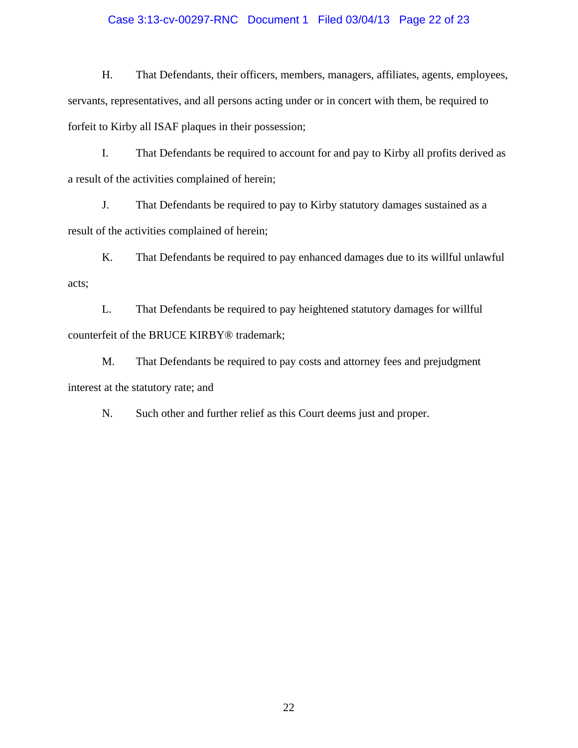H. That Defendants, their officers, members, managers, affiliates, agents, employees, servants, representatives, and all persons acting under or in concert with them, be required to forfeit to Kirby all ISAF plaques in their possession;

I. That Defendants be required to account for and pay to Kirby all profits derived as a result of the activities complained of herein;

J. That Defendants be required to pay to Kirby statutory damages sustained as a result of the activities complained of herein;

K. That Defendants be required to pay enhanced damages due to its willful unlawful acts;

L. That Defendants be required to pay heightened statutory damages for willful counterfeit of the BRUCE KIRBY® trademark;

M. That Defendants be required to pay costs and attorney fees and prejudgment interest at the statutory rate; and

N. Such other and further relief as this Court deems just and proper.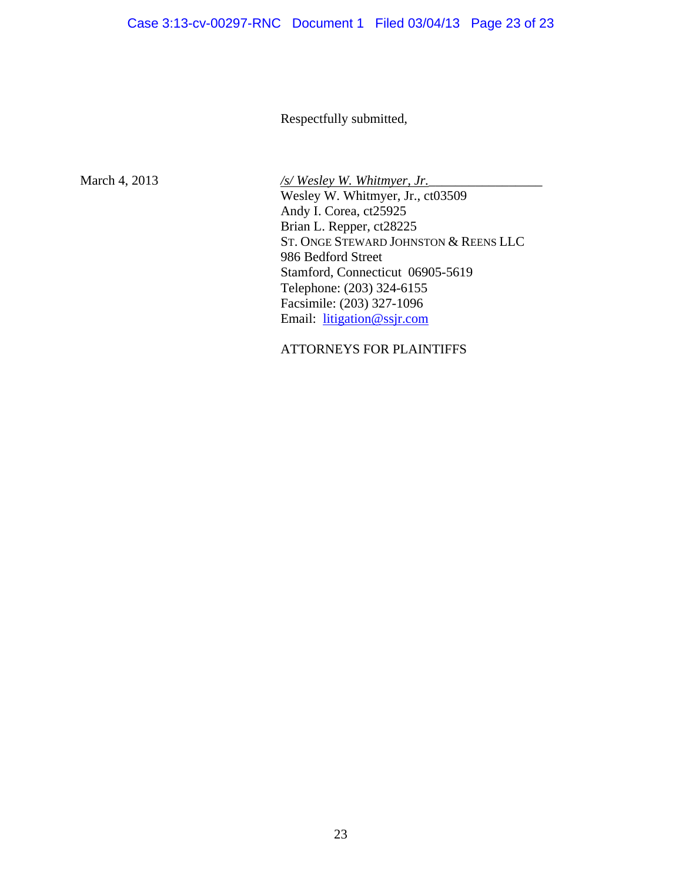Respectfully submitted,

March 4, 2013

*/s/ Wesley W. Whitmyer, Jr.*\_\_\_\_\_\_\_\_\_\_\_\_\_\_\_\_\_

Wesley W. Whitmyer, Jr., ct03509
Andy I. Corea, ct25925
Brian L. Repper, ct28225
ST. ONGE STEWARD JOHNSTON & REENS LLC
986 Bedford Street
Stamford, Connecticut 06905-5619
Telephone: (203) 324-6155
Facsimile: (203) 327-1096
Email: litigation@ssjr.com

ATTORNEYS FOR PLAINTIFFS